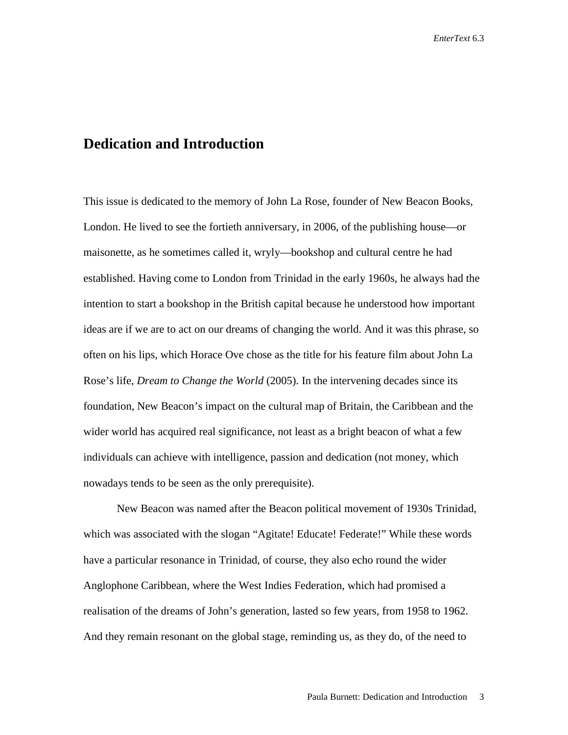# Dedication and Introduction

This issue is dedicated to the memory of John La Rose, founder of New Beacon Books, London. He lived to see the fortieth anniversary, in 2006, of the publishing house—or maisonette, as he sometimes called it, wryly—bookshop and cultural centre he had established. Having come to London from Trinidad in the early 1960s, he always had the intention to start a bookshop in the British capital because he understood how important ideas are if we are to act on our dreams of changing the world. And it was this phrase, so often on his lips, which Horace Ove chose as the title for his feature film about John La Rose's life, *Dream to Change the World* (2005). In the intervening decades since its foundation, New Beacon's impact on the cultural map of Britain, the Caribbean and the wider world has acquired real significance, not least as a bright beacon of what a few individuals can achieve with intelligence, passion and dedication (not money, which nowadays tends to be seen as the only prerequisite).

New Beacon was named after the Beacon political movement of 1930s Trinidad, which was associated with the slogan "Agitate! Educate! Federate!" While these words have a particular resonance in Trinidad, of course, they also echo round the wider Anglophone Caribbean, where the West Indies Federation, which had promised a realisation of the dreams of John's generation, lasted so few years, from 1958 to 1962. And they remain resonant on the global stage, reminding us, as they do, of the need to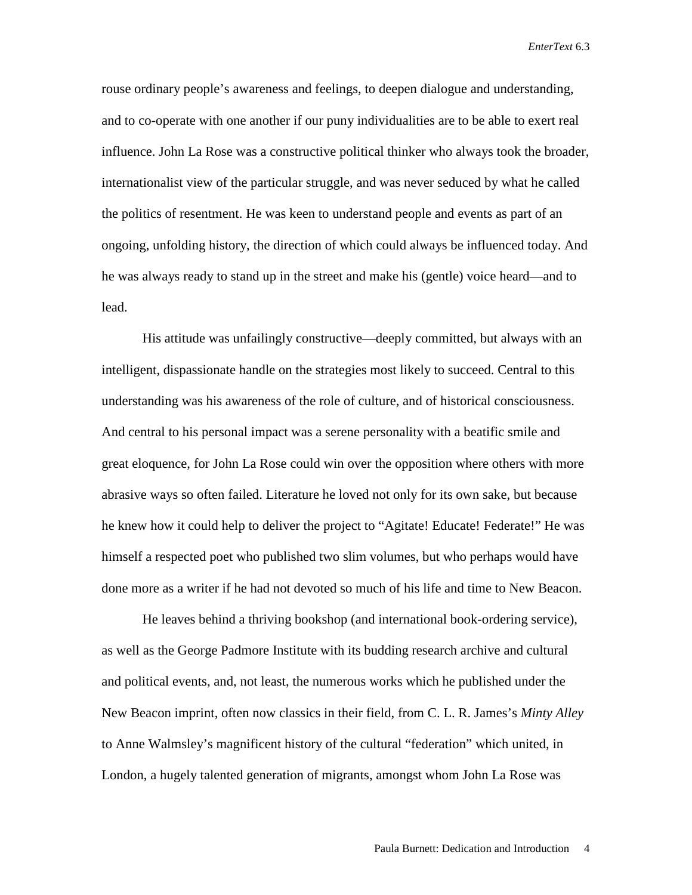rouse ordinary people's awareness and feelings, to deepen dialogue and understanding, and to co-operate with one another if our puny individualities are to be able to exert real influence. John La Rose was a constructive political thinker who always took the broader, internationalist view of the particular struggle, and was never seduced by what he called the politics of resentment. He was keen to understand people and events as part of an ongoing, unfolding history, the direction of which could always be influenced today. And he was always ready to stand up in the street and make his (gentle) voice heard—and to lead.

His attitude was unfailingly constructive—deeply committed, but always with an intelligent, dispassionate handle on the strategies most likely to succeed. Central to this understanding was his awareness of the role of culture, and of historical consciousness. And central to his personal impact was a serene personality with a beatific smile and great eloquence, for John La Rose could win over the opposition where others with more abrasive ways so often failed. Literature he loved not only for its own sake, but because he knew how it could help to deliver the project to "Agitate! Educate! Federate!" He was himself a respected poet who published two slim volumes, but who perhaps would have done more as a writer if he had not devoted so much of his life and time to New Beacon.

He leaves behind a thriving bookshop (and international book-ordering service), as well as the George Padmore Institute with its budding research archive and cultural and political events, and, not least, the numerous works which he published under the New Beacon imprint, often now classics in their field, from C. L. R. James's *Minty Alley* to Anne Walmsley's magnificent history of the cultural "federation" which united, in London, a hugely talented generation of migrants, amongst whom John La Rose was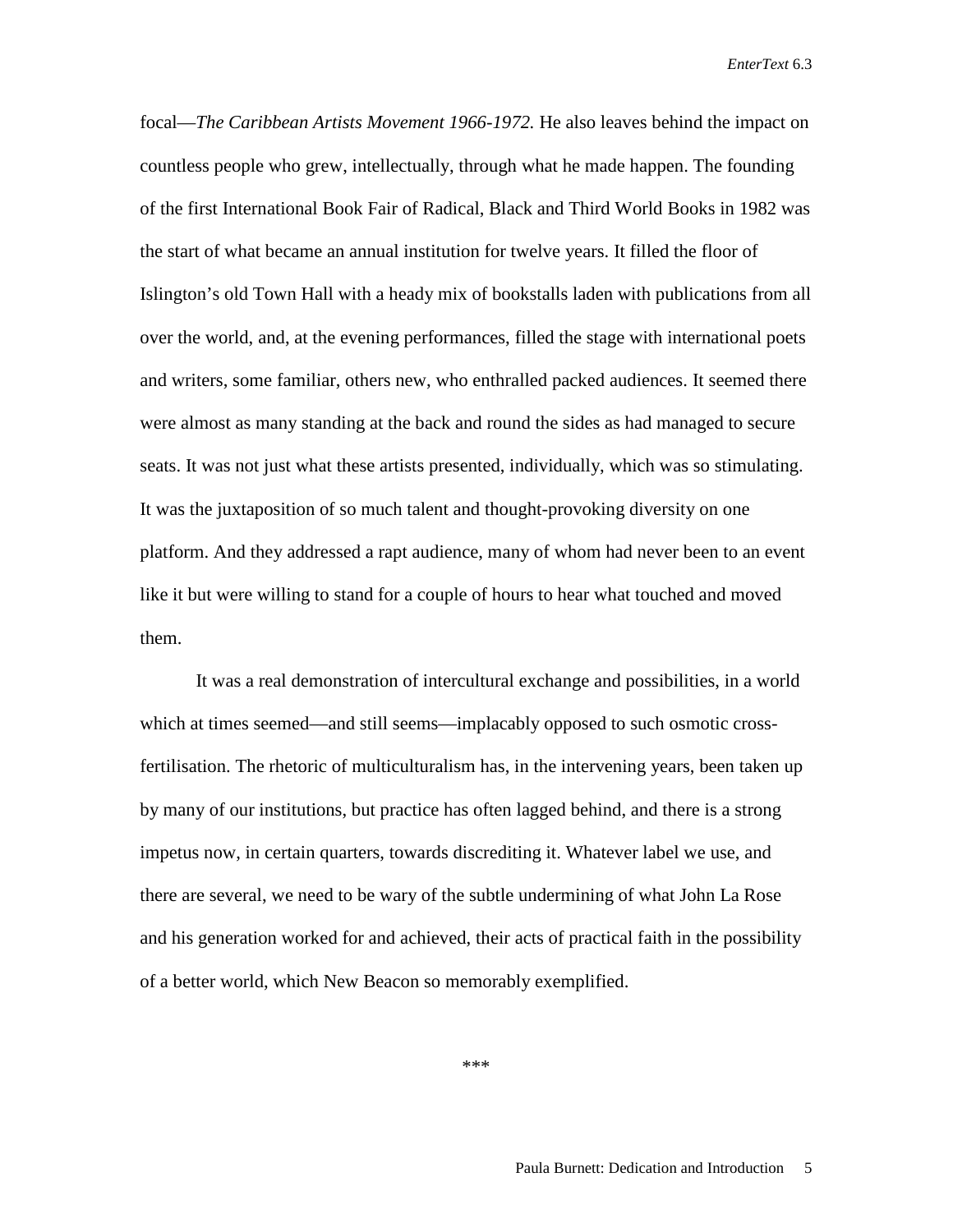focal—*The Caribbean Artists Movement 1966-1972.* He also leaves behind the impact on countless people who grew, intellectually, through what he made happen. The founding of the first International Book Fair of Radical, Black and Third World Books in 1982 was the start of what became an annual institution for twelve years. It filled the floor of Islington's old Town Hall with a heady mix of bookstalls laden with publications from all over the world, and, at the evening performances, filled the stage with international poets and writers, some familiar, others new, who enthralled packed audiences. It seemed there were almost as many standing at the back and round the sides as had managed to secure seats. It was not just what these artists presented, individually, which was so stimulating. It was the juxtaposition of so much talent and thought-provoking diversity on one platform. And they addressed a rapt audience, many of whom had never been to an event like it but were willing to stand for a couple of hours to hear what touched and moved them.

It was a real demonstration of intercultural exchange and possibilities, in a world which at times seemed—and still seems—implacably opposed to such osmotic cross-fertilisation. The rhetoric of multiculturalism has, in the intervening years, been taken up by many of our institutions, but practice has often lagged behind, and there is a strong impetus now, in certain quarters, towards discrediting it. Whatever label we use, and there are several, we need to be wary of the subtle undermining of what John La Rose and his generation worked for and achieved, their acts of practical faith in the possibility of a better world, which New Beacon so memorably exemplified.

***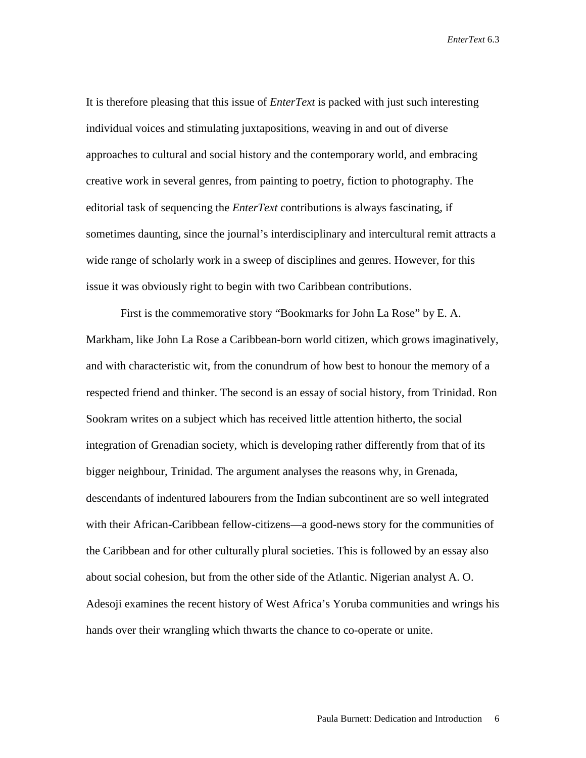It is therefore pleasing that this issue of *EnterText* is packed with just such interesting individual voices and stimulating juxtapositions, weaving in and out of diverse approaches to cultural and social history and the contemporary world, and embracing creative work in several genres, from painting to poetry, fiction to photography. The editorial task of sequencing the *EnterText* contributions is always fascinating, if sometimes daunting, since the journal's interdisciplinary and intercultural remit attracts a wide range of scholarly work in a sweep of disciplines and genres. However, for this issue it was obviously right to begin with two Caribbean contributions.

First is the commemorative story "Bookmarks for John La Rose" by E. A. Markham, like John La Rose a Caribbean-born world citizen, which grows imaginatively, and with characteristic wit, from the conundrum of how best to honour the memory of a respected friend and thinker. The second is an essay of social history, from Trinidad. Ron Sookram writes on a subject which has received little attention hitherto, the social integration of Grenadian society, which is developing rather differently from that of its bigger neighbour, Trinidad. The argument analyses the reasons why, in Grenada, descendants of indentured labourers from the Indian subcontinent are so well integrated with their African-Caribbean fellow-citizens—a good-news story for the communities of the Caribbean and for other culturally plural societies. This is followed by an essay also about social cohesion, but from the other side of the Atlantic. Nigerian analyst A. O. Adesoji examines the recent history of West Africa's Yoruba communities and wrings his hands over their wrangling which thwarts the chance to co-operate or unite.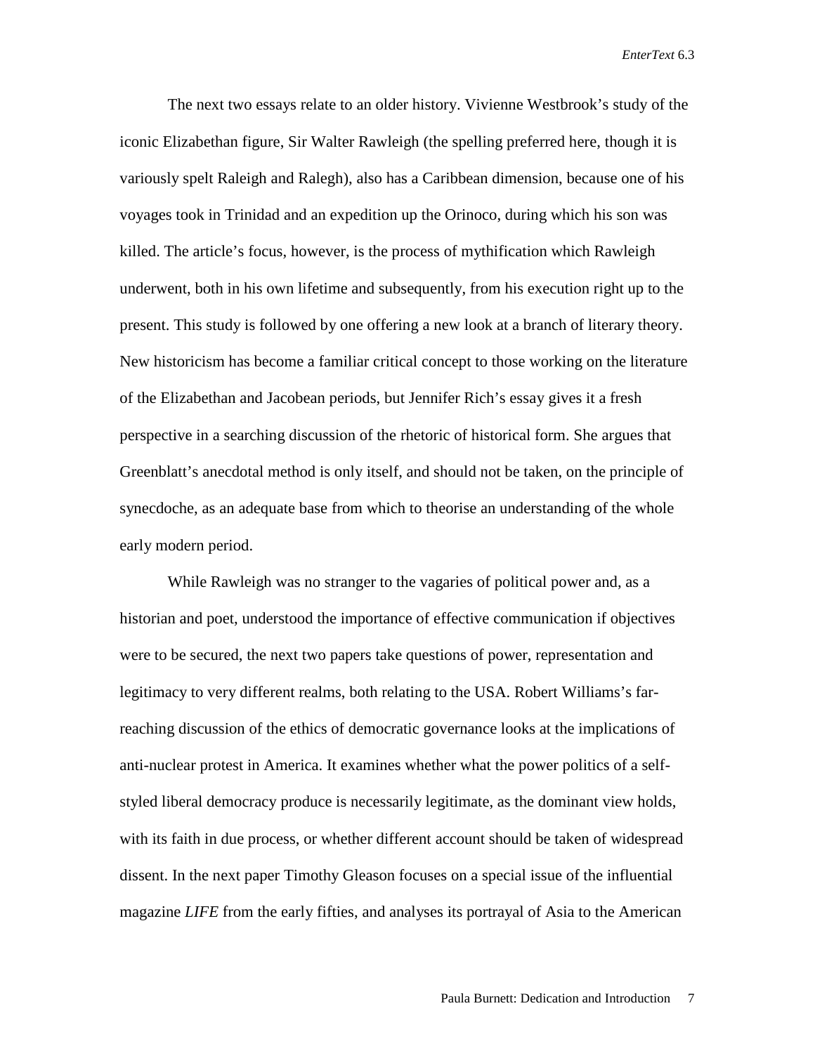The next two essays relate to an older history. Vivienne Westbrook's study of the iconic Elizabethan figure, Sir Walter Rawleigh (the spelling preferred here, though it is variously spelt Raleigh and Ralegh), also has a Caribbean dimension, because one of his voyages took in Trinidad and an expedition up the Orinoco, during which his son was killed. The article's focus, however, is the process of mythification which Rawleigh underwent, both in his own lifetime and subsequently, from his execution right up to the present. This study is followed by one offering a new look at a branch of literary theory. New historicism has become a familiar critical concept to those working on the literature of the Elizabethan and Jacobean periods, but Jennifer Rich's essay gives it a fresh perspective in a searching discussion of the rhetoric of historical form. She argues that Greenblatt's anecdotal method is only itself, and should not be taken, on the principle of synecdoche, as an adequate base from which to theorise an understanding of the whole early modern period.

While Rawleigh was no stranger to the vagaries of political power and, as a historian and poet, understood the importance of effective communication if objectives were to be secured, the next two papers take questions of power, representation and legitimacy to very different realms, both relating to the USA. Robert Williams's far-reaching discussion of the ethics of democratic governance looks at the implications of anti-nuclear protest in America. It examines whether what the power politics of a self-styled liberal democracy produce is necessarily legitimate, as the dominant view holds, with its faith in due process, or whether different account should be taken of widespread dissent. In the next paper Timothy Gleason focuses on a special issue of the influential magazine *LIFE* from the early fifties, and analyses its portrayal of Asia to the American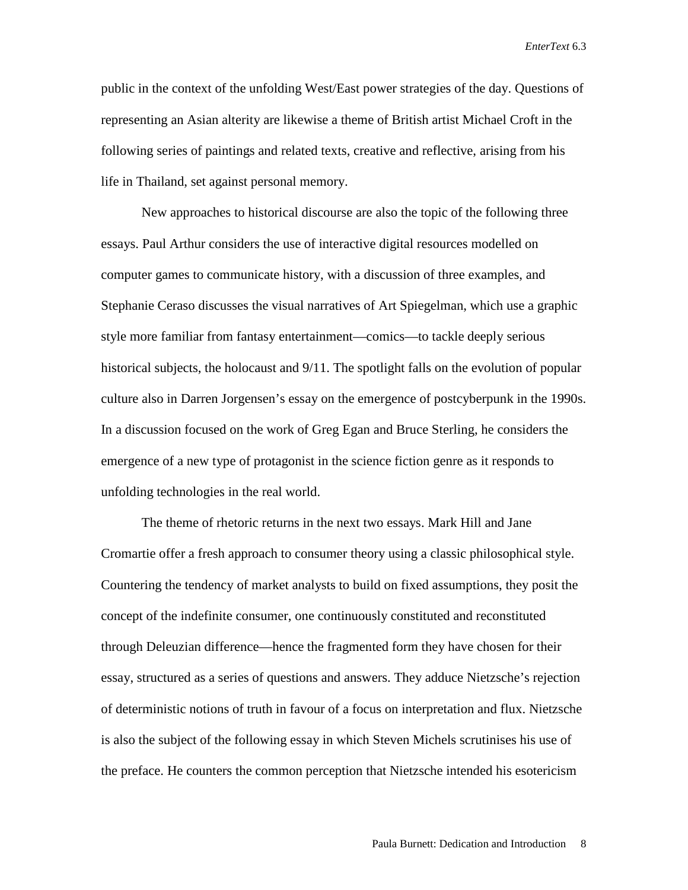public in the context of the unfolding West/East power strategies of the day. Questions of representing an Asian alterity are likewise a theme of British artist Michael Croft in the following series of paintings and related texts, creative and reflective, arising from his life in Thailand, set against personal memory.

New approaches to historical discourse are also the topic of the following three essays. Paul Arthur considers the use of interactive digital resources modelled on computer games to communicate history, with a discussion of three examples, and Stephanie Ceraso discusses the visual narratives of Art Spiegelman, which use a graphic style more familiar from fantasy entertainment—comics—to tackle deeply serious historical subjects, the holocaust and 9/11. The spotlight falls on the evolution of popular culture also in Darren Jorgensen's essay on the emergence of postcyberpunk in the 1990s. In a discussion focused on the work of Greg Egan and Bruce Sterling, he considers the emergence of a new type of protagonist in the science fiction genre as it responds to unfolding technologies in the real world.

The theme of rhetoric returns in the next two essays. Mark Hill and Jane Cromartie offer a fresh approach to consumer theory using a classic philosophical style. Countering the tendency of market analysts to build on fixed assumptions, they posit the concept of the indefinite consumer, one continuously constituted and reconstituted through Deleuzian difference—hence the fragmented form they have chosen for their essay, structured as a series of questions and answers. They adduce Nietzsche's rejection of deterministic notions of truth in favour of a focus on interpretation and flux. Nietzsche is also the subject of the following essay in which Steven Michels scrutinises his use of the preface. He counters the common perception that Nietzsche intended his esotericism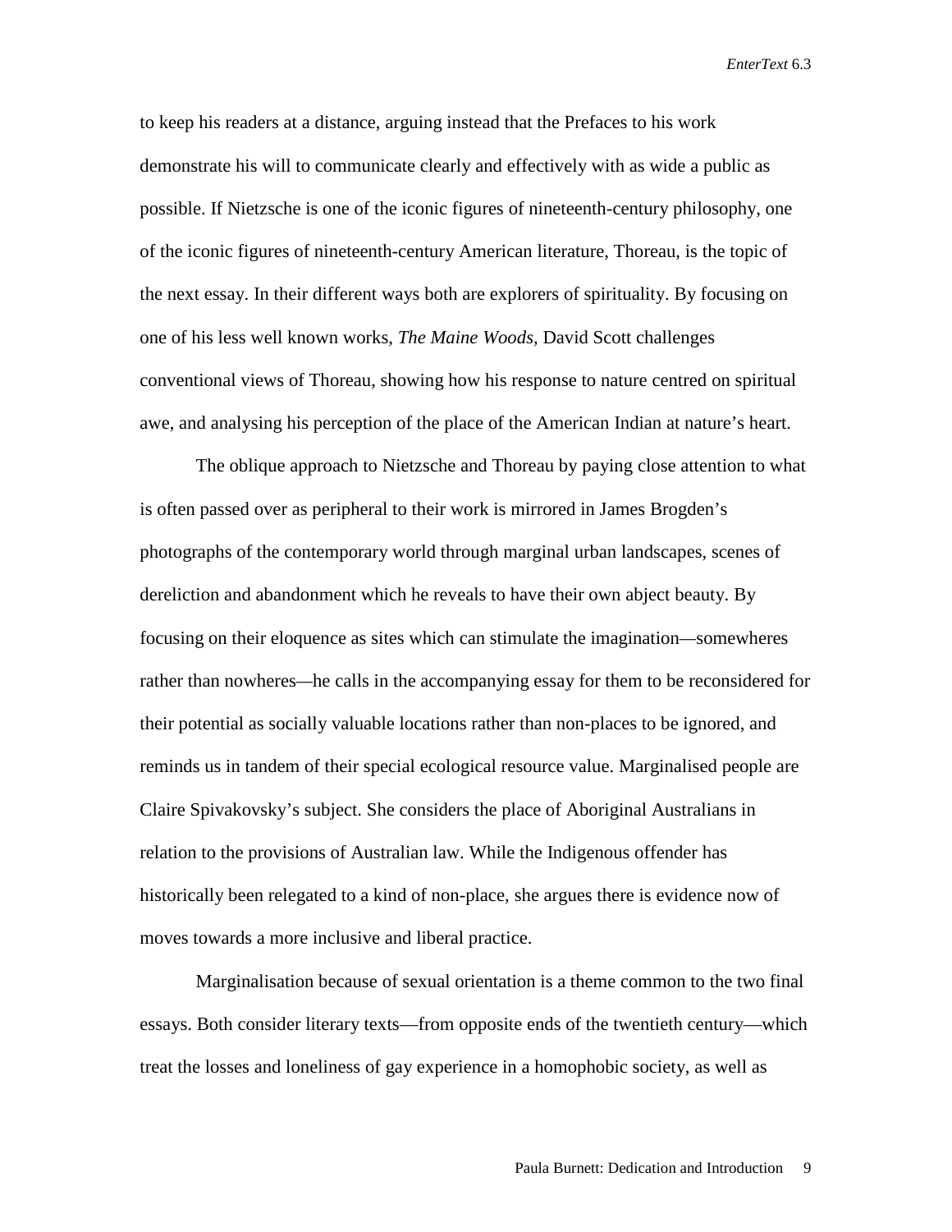to keep his readers at a distance, arguing instead that the Prefaces to his work demonstrate his will to communicate clearly and effectively with as wide a public as possible. If Nietzsche is one of the iconic figures of nineteenth-century philosophy, one of the iconic figures of nineteenth-century American literature, Thoreau, is the topic of the next essay. In their different ways both are explorers of spirituality. By focusing on one of his less well known works, *The Maine Woods*, David Scott challenges conventional views of Thoreau, showing how his response to nature centred on spiritual awe, and analysing his perception of the place of the American Indian at nature's heart.

The oblique approach to Nietzsche and Thoreau by paying close attention to what is often passed over as peripheral to their work is mirrored in James Brogden's photographs of the contemporary world through marginal urban landscapes, scenes of dereliction and abandonment which he reveals to have their own abject beauty. By focusing on their eloquence as sites which can stimulate the imagination—somewheres rather than nowheres—he calls in the accompanying essay for them to be reconsidered for their potential as socially valuable locations rather than non-places to be ignored, and reminds us in tandem of their special ecological resource value. Marginalised people are Claire Spivakovsky's subject. She considers the place of Aboriginal Australians in relation to the provisions of Australian law. While the Indigenous offender has historically been relegated to a kind of non-place, she argues there is evidence now of moves towards a more inclusive and liberal practice.

Marginalisation because of sexual orientation is a theme common to the two final essays. Both consider literary texts—from opposite ends of the twentieth century—which treat the losses and loneliness of gay experience in a homophobic society, as well as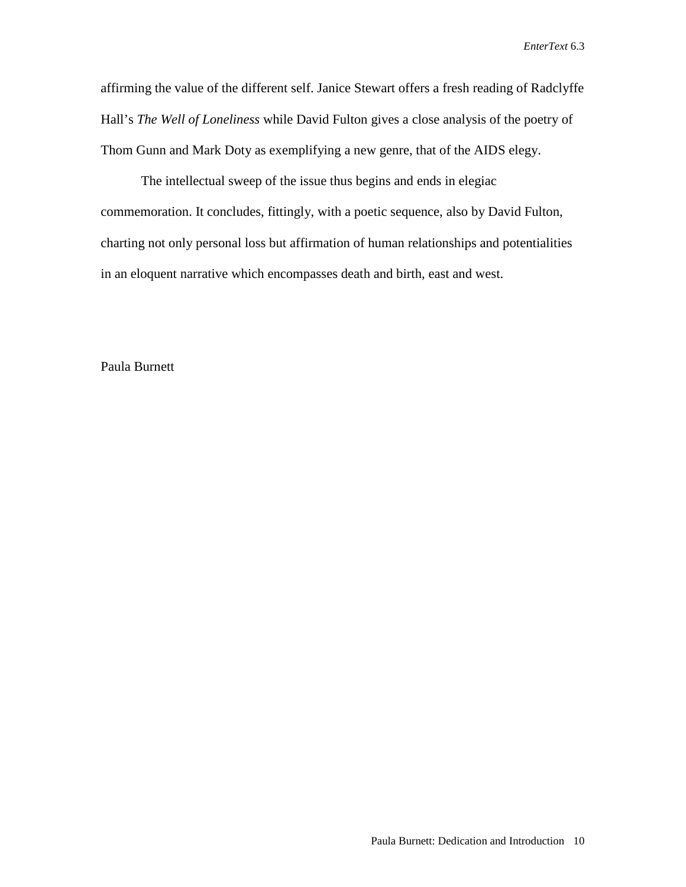affirming the value of the different self. Janice Stewart offers a fresh reading of Radclyffe Hall's *The Well of Loneliness* while David Fulton gives a close analysis of the poetry of Thom Gunn and Mark Doty as exemplifying a new genre, that of the AIDS elegy.

The intellectual sweep of the issue thus begins and ends in elegiac commemoration. It concludes, fittingly, with a poetic sequence, also by David Fulton, charting not only personal loss but affirmation of human relationships and potentialities in an eloquent narrative which encompasses death and birth, east and west.

Paula Burnett